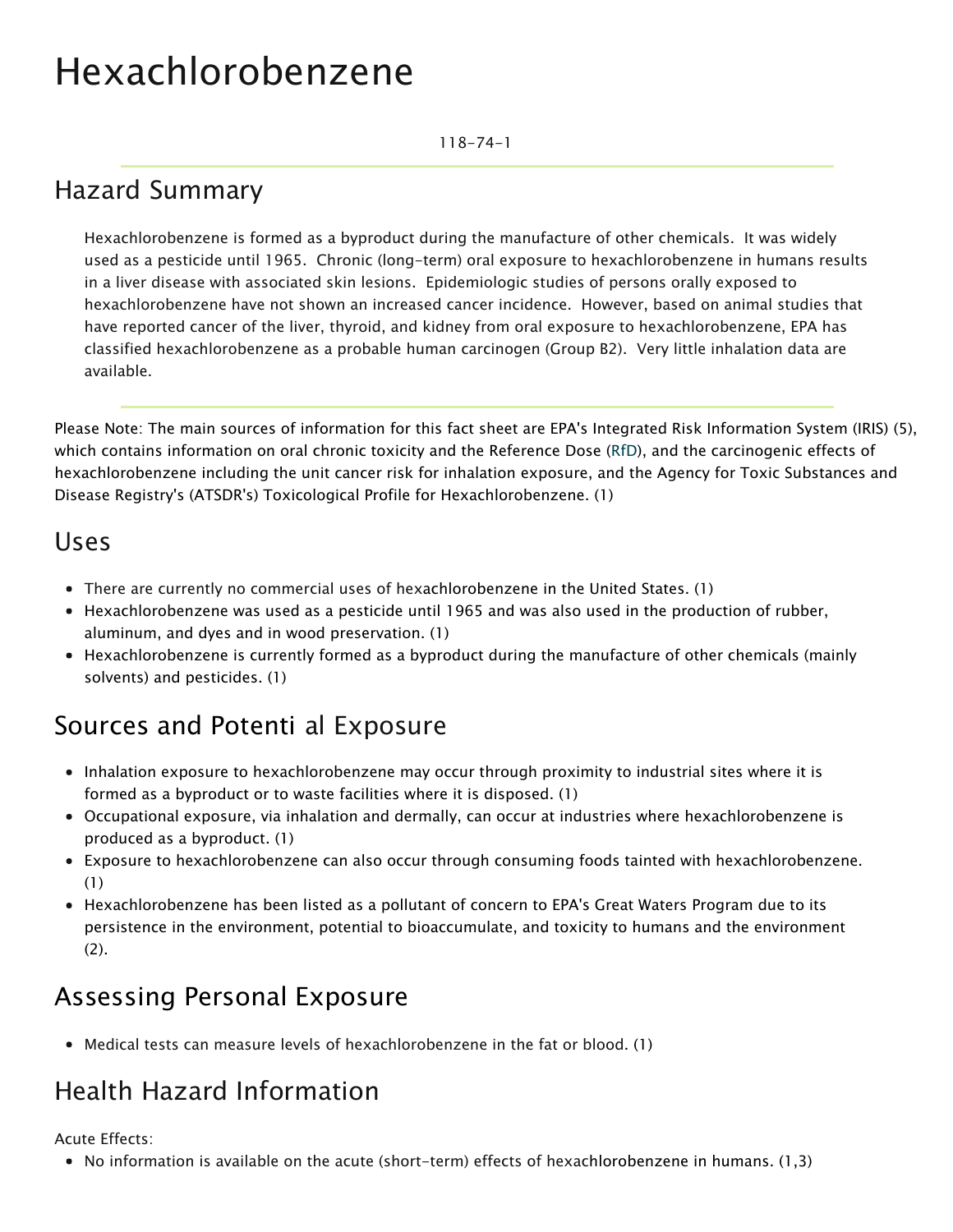# Hexachlorobenzene

118-74-1

## Hazard Summary

Hexachlorobenzene is formed as a byproduct during the manufacture of other chemicals. It was widely used as a pesticide until 1965. Chronic (long-term) oral exposure to hexachlorobenzene in humans results in a liver disease with associated skin lesions. Epidemiologic studies of persons orally exposed to hexachlorobenzene have not shown an increased cancer incidence. However, based on animal studies that have reported cancer of the liver, thyroid, and kidney from oral exposure to hexachlorobenzene, EPA has classified hexachlorobenzene as a probable human carcinogen (Group B2). Very little inhalation data are available.

Please Note: The main sources of information for this fact sheet are EPA's Integrated Risk Information System (IRIS) (5), which contains information on oral chronic toxicity and the Reference Dose (RfD), and the carcinogenic effects of hexachlorobenzene including the unit cancer risk for inhalation exposure, and the Agency for Toxic Substances and Disease Registry's (ATSDR's) Toxicological Profile for Hexachlorobenzene. (1)

## Uses

- There are currently no commercial uses of hexachlorobenzene in the United States. (1)
- Hexachlorobenzene was used as a pesticide until 1965 and was also used in the production of rubber, aluminum, and dyes and in wood preservation. (1)
- Hexachlorobenzene is currently formed as a byproduct during the manufacture of other chemicals (mainly solvents) and pesticides. (1)

## Sources and Potenti al Exposure

- Inhalation exposure to hexachlorobenzene may occur through proximity to industrial sites where it is formed as a byproduct or to waste facilities where it is disposed. (1)
- Occupational exposure, via inhalation and dermally, can occur at industries where hexachlorobenzene is produced as a byproduct. (1)
- Exposure to hexachlorobenzene can also occur through consuming foods tainted with hexachlorobenzene. (1)
- Hexachlorobenzene has been listed as a pollutant of concern to EPA's Great Waters Program due to its persistence in the environment, potential to bioaccumulate, and toxicity to humans and the environment (2).

## Assessing Personal Exposure

- Medical tests can measure levels of hexachlorobenzene in the fat or blood. (1)

## Health Hazard Information

Acute Effects:

- No information is available on the acute (short-term) effects of hexachlorobenzene in humans. (1,3)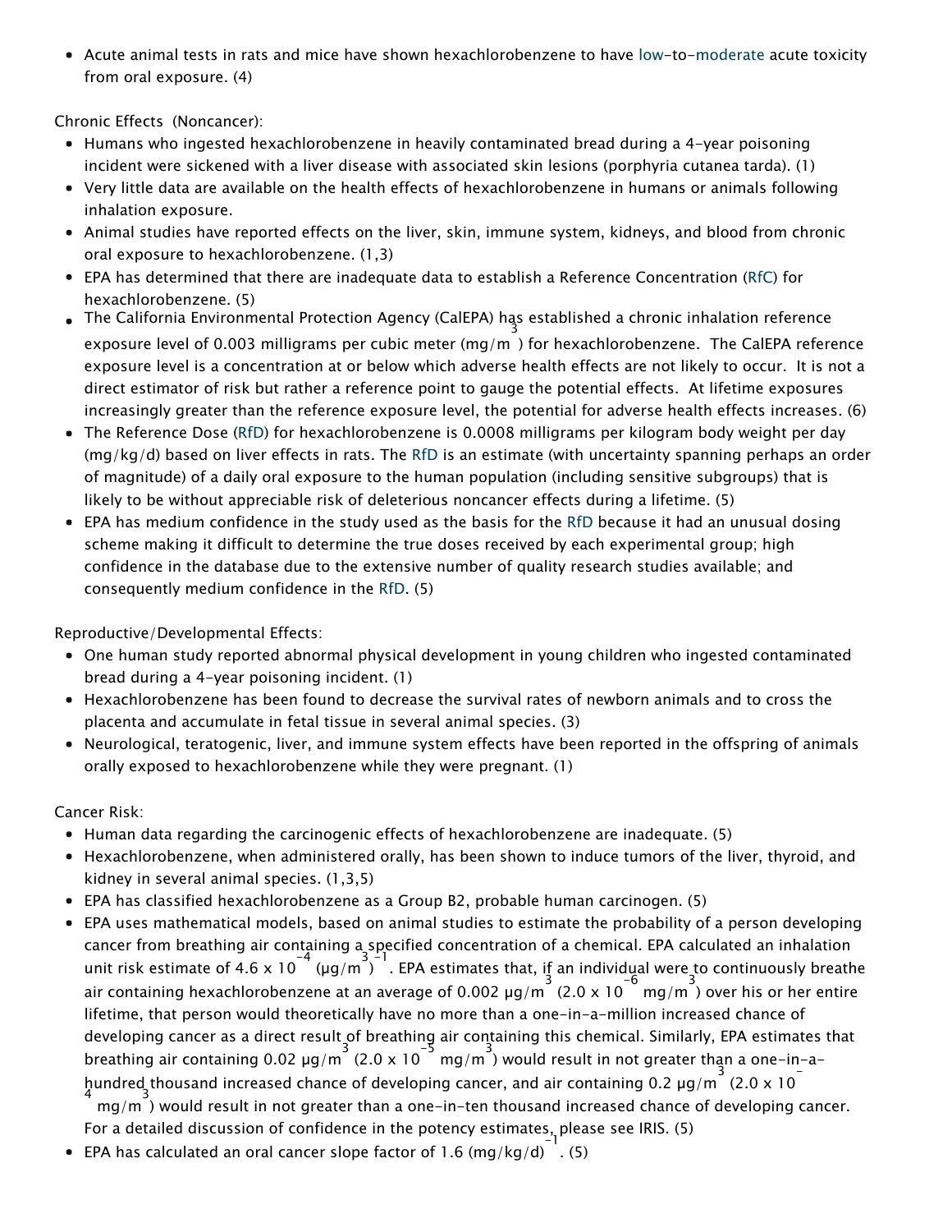- Acute animal tests in rats and mice have shown hexachlorobenzene to have low-to-moderate acute toxicity from oral exposure. (4)

Chronic Effects (Noncancer):

- Humans who ingested hexachlorobenzene in heavily contaminated bread during a 4-year poisoning incident were sickened with a liver disease with associated skin lesions (porphyria cutanea tarda). (1)
- Very little data are available on the health effects of hexachlorobenzene in humans or animals following inhalation exposure.
- Animal studies have reported effects on the liver, skin, immune system, kidneys, and blood from chronic oral exposure to hexachlorobenzene. (1,3)
- EPA has determined that there are inadequate data to establish a Reference Concentration (RfC) for hexachlorobenzene. (5)
- The California Environmental Protection Agency (CalEPA) has established a chronic inhalation reference exposure level of 0.003 milligrams per cubic meter ($mg/m^3$) for hexachlorobenzene. The CalEPA reference exposure level is a concentration at or below which adverse health effects are not likely to occur. It is not a direct estimator of risk but rather a reference point to gauge the potential effects. At lifetime exposures increasingly greater than the reference exposure level, the potential for adverse health effects increases. (6)
- The Reference Dose (RfD) for hexachlorobenzene is 0.0008 milligrams per kilogram body weight per day (mg/kg/d) based on liver effects in rats. The RfD is an estimate (with uncertainty spanning perhaps an order of magnitude) of a daily oral exposure to the human population (including sensitive subgroups) that is likely to be without appreciable risk of deleterious noncancer effects during a lifetime. (5)
- EPA has medium confidence in the study used as the basis for the RfD because it had an unusual dosing scheme making it difficult to determine the true doses received by each experimental group; high confidence in the database due to the extensive number of quality research studies available; and consequently medium confidence in the RfD. (5)

Reproductive/Developmental Effects:

- One human study reported abnormal physical development in young children who ingested contaminated bread during a 4-year poisoning incident. (1)
- Hexachlorobenzene has been found to decrease the survival rates of newborn animals and to cross the placenta and accumulate in fetal tissue in several animal species. (3)
- Neurological, teratogenic, liver, and immune system effects have been reported in the offspring of animals orally exposed to hexachlorobenzene while they were pregnant. (1)

Cancer Risk:

- Human data regarding the carcinogenic effects of hexachlorobenzene are inadequate. (5)
- Hexachlorobenzene, when administered orally, has been shown to induce tumors of the liver, thyroid, and kidney in several animal species. (1,3,5)
- EPA has classified hexachlorobenzene as a Group B2, probable human carcinogen. (5)
- EPA uses mathematical models, based on animal studies to estimate the probability of a person developing cancer from breathing air containing a specified concentration of a chemical. EPA calculated an inhalation unit risk estimate of $4.6 \times 10^{-4}$ $(\mu g/m^3)^{-1}$. EPA estimates that, if an individual were to continuously breathe air containing hexachlorobenzene at an average of 0.002 $\mu g/m^3$ ($2.0 \times 10^{-6}$ $mg/m^3$) over his or her entire lifetime, that person would theoretically have no more than a one-in-a-million increased chance of developing cancer as a direct result of breathing air containing this chemical. Similarly, EPA estimates that breathing air containing 0.02 $\mu g/m^3$ ($2.0 \times 10^{-5}$ $mg/m^3$) would result in not greater than a one-in-a-hundred thousand increased chance of developing cancer, and air containing 0.2 $\mu g/m^3$ ($2.0 \times 10^{-4}$ $mg/m^3$) would result in not greater than a one-in-ten thousand increased chance of developing cancer. For a detailed discussion of confidence in the potency estimates, please see IRIS. (5)
- EPA has calculated an oral cancer slope factor of 1.6 $(mg/kg/d)^{-1}$. (5)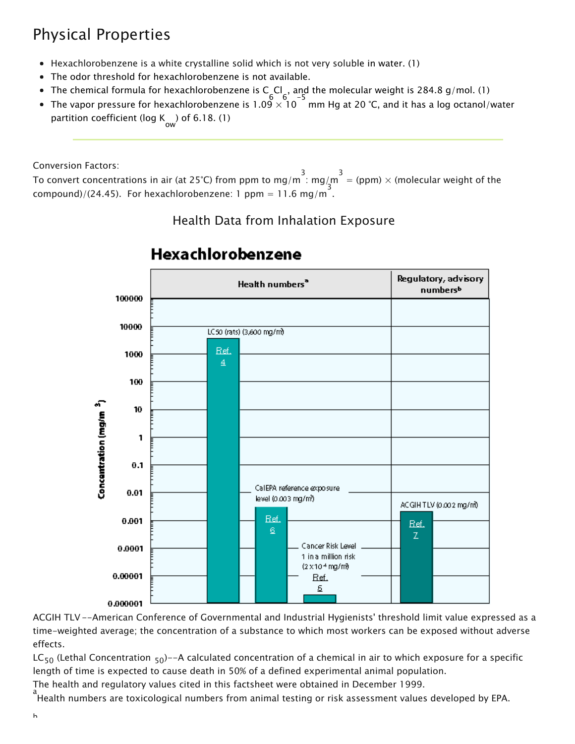## Physical Properties

- Hexachlorobenzene is a white crystalline solid which is not very soluble in water. (1)
- The odor threshold for hexachlorobenzene is not available.
- The chemical formula for hexachlorobenzene is $C_6Cl_6$, and the molecular weight is 284.8 g/mol. (1)
- The vapor pressure for hexachlorobenzene is $1.09 \times 10^{-5}$ mm Hg at 20 °C, and it has a log octanol/water partition coefficient (log $K_{ow}$) of 6.18. (1)

---

Conversion Factors:
To convert concentrations in air (at 25°C) from ppm to $mg/m^3$: $mg/m^3$ = (ppm) × (molecular weight of the compound)/(24.45). For hexachlorobenzene: 1 ppm = 11.6 $mg/m^3$.

### Health Data from Inhalation Exposure

**Hexachlorobenzene**

| Health numbers[a] | Concentration ($mg/m^3$) |
|---|---|
| LC50 (rats) (3,600 $mg/m^3$) Ref. 4 | 3,600 |
| CalEPA reference exposure level (0.003 $mg/m^3$) Ref. 6 | 0.003 |
| Cancer Risk Level 1 in a million risk ($2 \times 10^{-6}$ $mg/m^3$) Ref. 5 | $2 \times 10^{-6}$ |

| Regulatory, advisory numbers[b] | Concentration ($mg/m^3$) |
|---|---|
| ACGIH TLV (0.002 $mg/m^3$) Ref. 7 | 0.002 |

ACGIH TLV --American Conference of Governmental and Industrial Hygienists' threshold limit value expressed as a time-weighted average; the concentration of a substance to which most workers can be exposed without adverse effects.

$LC_{50}$ (Lethal Concentration $_{50}$)--A calculated concentration of a chemical in air to which exposure for a specific length of time is expected to cause death in 50% of a defined experimental animal population.

The health and regulatory values cited in this factsheet were obtained in December 1999.

[a] Health numbers are toxicological numbers from animal testing or risk assessment values developed by EPA.

[b]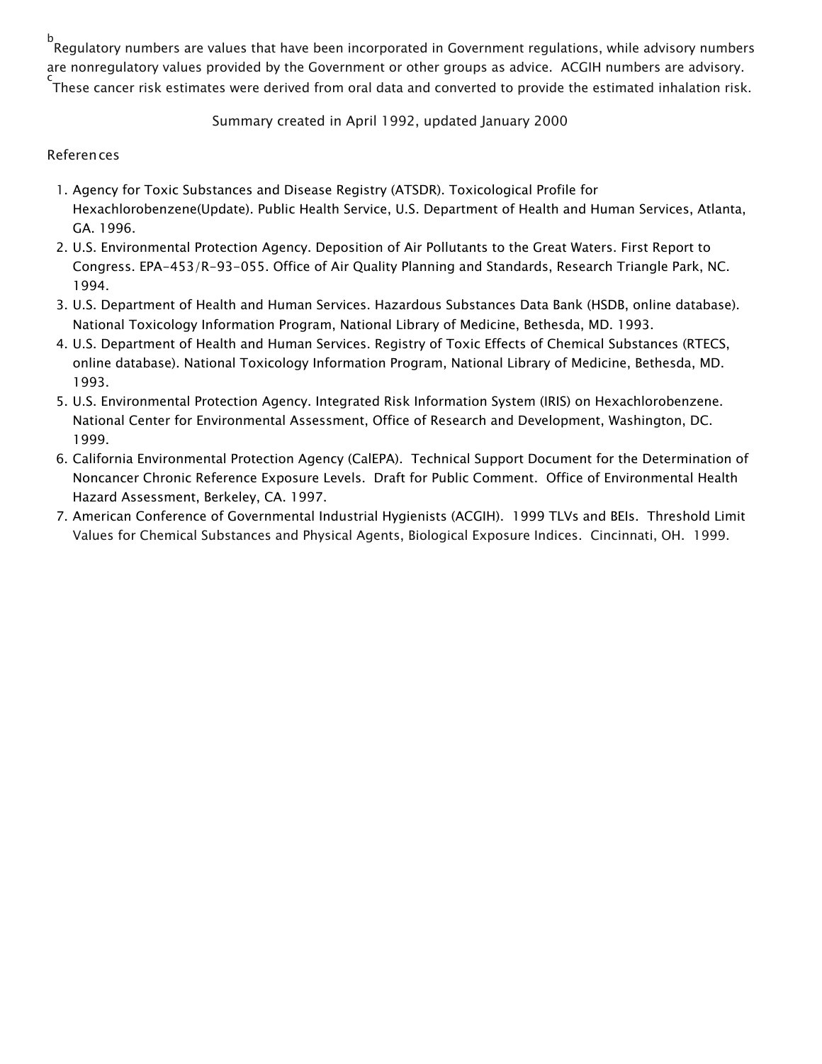[b] Regulatory numbers are values that have been incorporated in Government regulations, while advisory numbers are nonregulatory values provided by the Government or other groups as advice. ACGIH numbers are advisory.

[c] These cancer risk estimates were derived from oral data and converted to provide the estimated inhalation risk.

Summary created in April 1992, updated January 2000

References

1. Agency for Toxic Substances and Disease Registry (ATSDR). Toxicological Profile for Hexachlorobenzene(Update). Public Health Service, U.S. Department of Health and Human Services, Atlanta, GA. 1996.
2. U.S. Environmental Protection Agency. Deposition of Air Pollutants to the Great Waters. First Report to Congress. EPA-453/R-93-055. Office of Air Quality Planning and Standards, Research Triangle Park, NC. 1994.
3. U.S. Department of Health and Human Services. Hazardous Substances Data Bank (HSDB, online database). National Toxicology Information Program, National Library of Medicine, Bethesda, MD. 1993.
4. U.S. Department of Health and Human Services. Registry of Toxic Effects of Chemical Substances (RTECS, online database). National Toxicology Information Program, National Library of Medicine, Bethesda, MD. 1993.
5. U.S. Environmental Protection Agency. Integrated Risk Information System (IRIS) on Hexachlorobenzene. National Center for Environmental Assessment, Office of Research and Development, Washington, DC. 1999.
6. California Environmental Protection Agency (CalEPA). Technical Support Document for the Determination of Noncancer Chronic Reference Exposure Levels. Draft for Public Comment. Office of Environmental Health Hazard Assessment, Berkeley, CA. 1997.
7. American Conference of Governmental Industrial Hygienists (ACGIH). 1999 TLVs and BEIs. Threshold Limit Values for Chemical Substances and Physical Agents, Biological Exposure Indices. Cincinnati, OH. 1999.